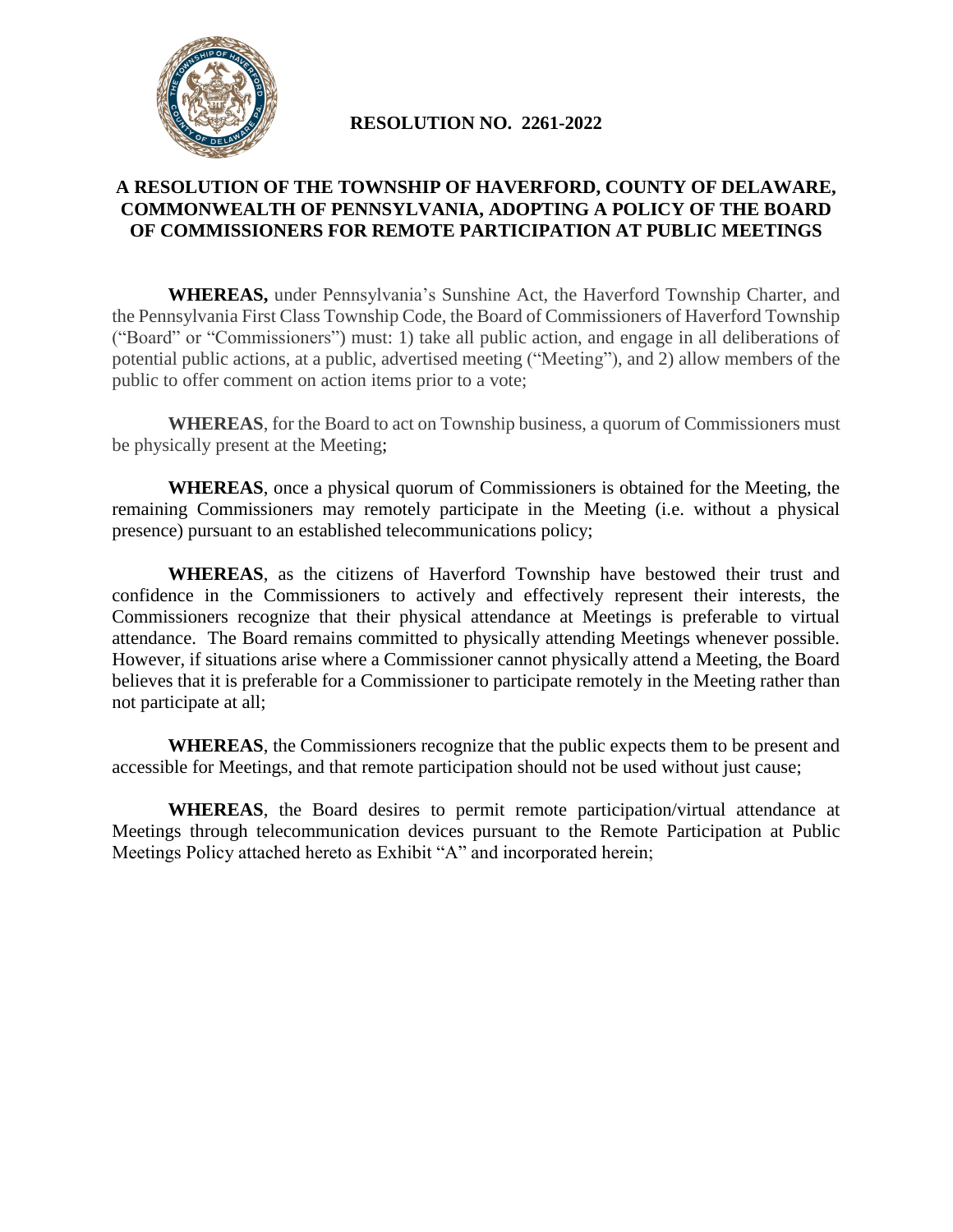**RESOLUTION NO. 2261-2022**

# A RESOLUTION OF THE TOWNSHIP OF HAVERFORD, COUNTY OF DELAWARE, COMMONWEALTH OF PENNSYLVANIA, ADOPTING A POLICY OF THE BOARD OF COMMISSIONERS FOR REMOTE PARTICIPATION AT PUBLIC MEETINGS

**WHEREAS,** under Pennsylvania's Sunshine Act, the Haverford Township Charter, and the Pennsylvania First Class Township Code, the Board of Commissioners of Haverford Township ("Board" or "Commissioners") must: 1) take all public action, and engage in all deliberations of potential public actions, at a public, advertised meeting ("Meeting"), and 2) allow members of the public to offer comment on action items prior to a vote;

**WHEREAS**, for the Board to act on Township business, a quorum of Commissioners must be physically present at the Meeting;

**WHEREAS**, once a physical quorum of Commissioners is obtained for the Meeting, the remaining Commissioners may remotely participate in the Meeting (i.e. without a physical presence) pursuant to an established telecommunications policy;

**WHEREAS**, as the citizens of Haverford Township have bestowed their trust and confidence in the Commissioners to actively and effectively represent their interests, the Commissioners recognize that their physical attendance at Meetings is preferable to virtual attendance. The Board remains committed to physically attending Meetings whenever possible. However, if situations arise where a Commissioner cannot physically attend a Meeting, the Board believes that it is preferable for a Commissioner to participate remotely in the Meeting rather than not participate at all;

**WHEREAS**, the Commissioners recognize that the public expects them to be present and accessible for Meetings, and that remote participation should not be used without just cause;

**WHEREAS**, the Board desires to permit remote participation/virtual attendance at Meetings through telecommunication devices pursuant to the Remote Participation at Public Meetings Policy attached hereto as Exhibit "A" and incorporated herein;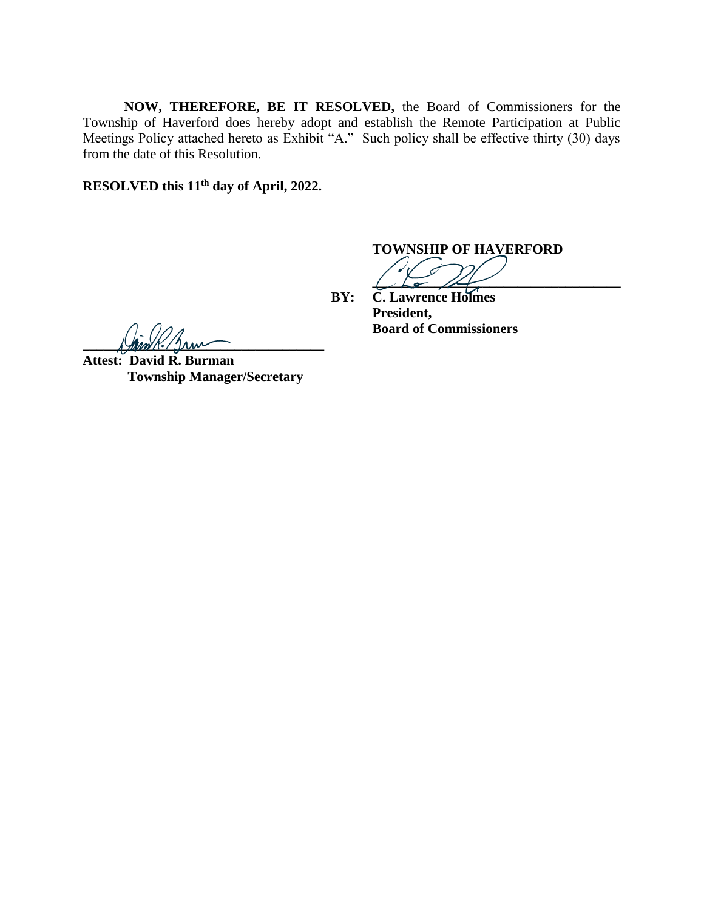**NOW, THEREFORE, BE IT RESOLVED,** the Board of Commissioners for the Township of Haverford does hereby adopt and establish the Remote Participation at Public Meetings Policy attached hereto as Exhibit "A." Such policy shall be effective thirty (30) days from the date of this Resolution.

**RESOLVED this 11th day of April, 2022.**

**TOWNSHIP OF HAVERFORD**

\_\_\_\_\_\_\_\_\_\_\_\_\_\_\_\_\_\_\_\_\_\_\_\_\_\_\_\_\_\_\_\_\_\_\_\_

**BY: C. Lawrence Holmes**
**President,**
**Board of Commissioners**

\_\_\_\_\_\_\_\_\_\_\_\_\_\_\_\_\_\_\_\_\_\_\_\_\_\_\_\_\_\_\_\_\_\_\_\_

**Attest: David R. Burman**
**Township Manager/Secretary**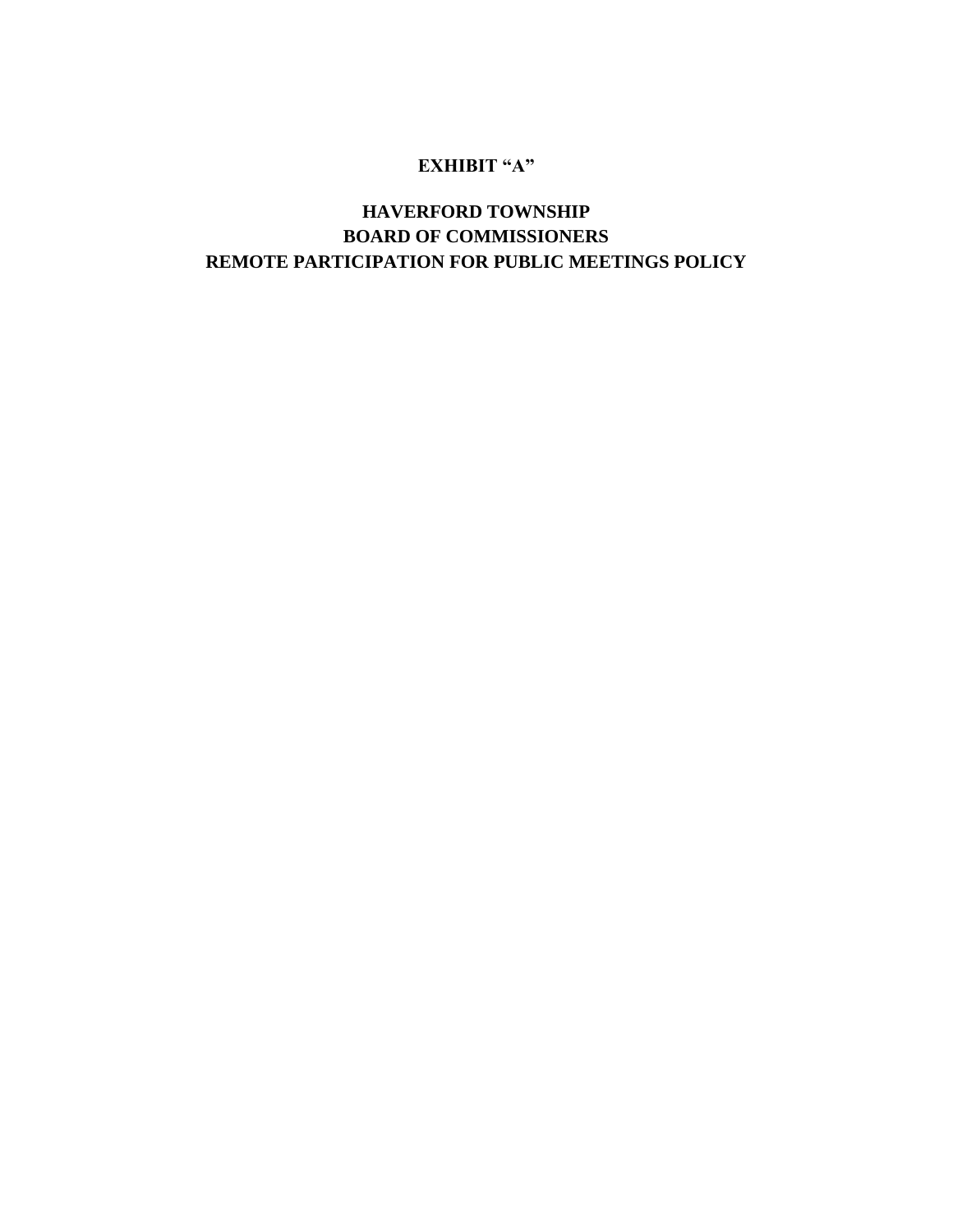**EXHIBIT "A"**

# HAVERFORD TOWNSHIP
# BOARD OF COMMISSIONERS
# REMOTE PARTICIPATION FOR PUBLIC MEETINGS POLICY